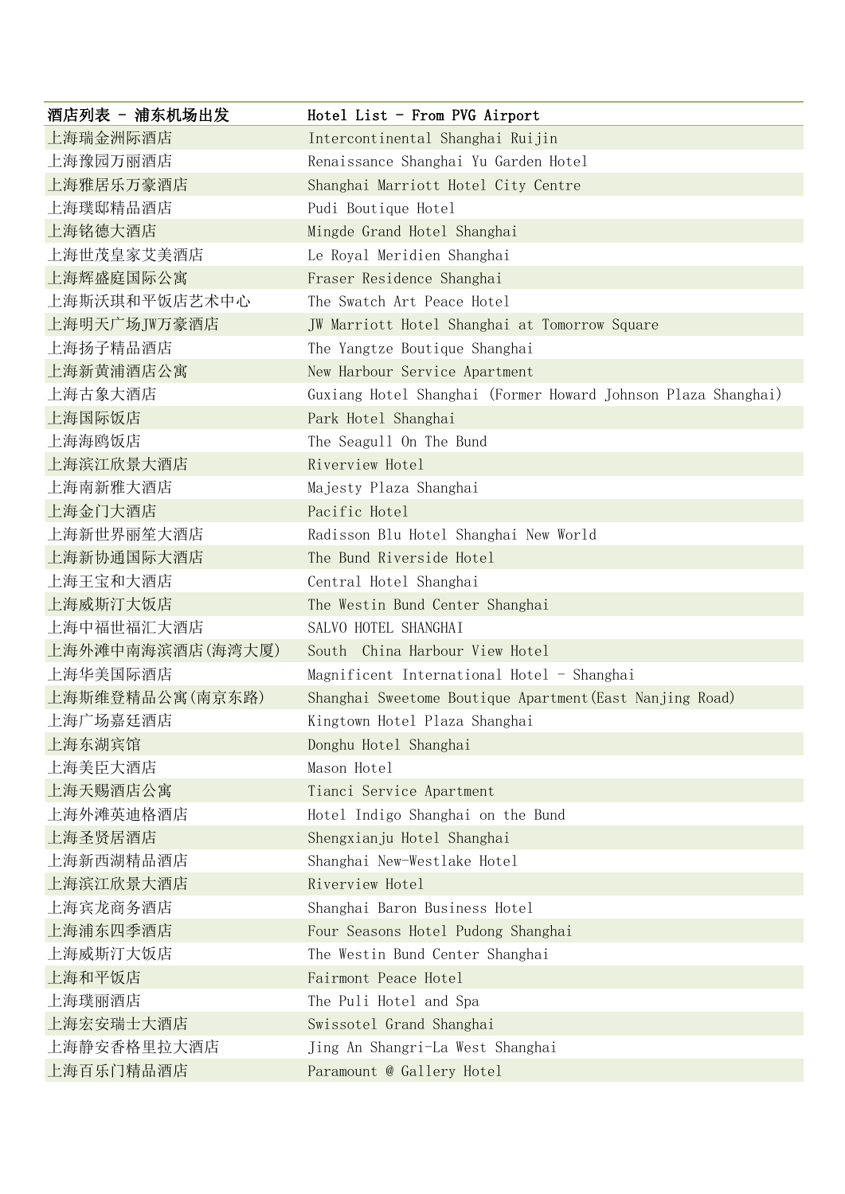| 酒店列表 - 浦东机场出发 | Hotel List - From PVG Airport |
|---|---|
| 上海瑞金洲际酒店 | Intercontinental Shanghai Ruijin |
| 上海豫园万丽酒店 | Renaissance Shanghai Yu Garden Hotel |
| 上海雅居乐万豪酒店 | Shanghai Marriott Hotel City Centre |
| 上海璞邸精品酒店 | Pudi Boutique Hotel |
| 上海铭德大酒店 | Mingde Grand Hotel Shanghai |
| 上海世茂皇家艾美酒店 | Le Royal Meridien Shanghai |
| 上海辉盛庭国际公寓 | Fraser Residence Shanghai |
| 上海斯沃琪和平饭店艺术中心 | The Swatch Art Peace Hotel |
| 上海明天广场JW万豪酒店 | JW Marriott Hotel Shanghai at Tomorrow Square |
| 上海扬子精品酒店 | The Yangtze Boutique Shanghai |
| 上海新黄浦酒店公寓 | New Harbour Service Apartment |
| 上海古象大酒店 | Guxiang Hotel Shanghai (Former Howard Johnson Plaza Shanghai) |
| 上海国际饭店 | Park Hotel Shanghai |
| 上海海鸥饭店 | The Seagull On The Bund |
| 上海滨江欣景大酒店 | Riverview Hotel |
| 上海南新雅大酒店 | Majesty Plaza Shanghai |
| 上海金门大酒店 | Pacific Hotel |
| 上海新世界丽笙大酒店 | Radisson Blu Hotel Shanghai New World |
| 上海新协通国际大酒店 | The Bund Riverside Hotel |
| 上海王宝和大酒店 | Central Hotel Shanghai |
| 上海威斯汀大饭店 | The Westin Bund Center Shanghai |
| 上海中福世福汇大酒店 | SALVO HOTEL SHANGHAI |
| 上海外滩中南海滨酒店(海湾大厦) | South China Harbour View Hotel |
| 上海华美国际酒店 | Magnificent International Hotel - Shanghai |
| 上海斯维登精品公寓(南京东路) | Shanghai Sweetome Boutique Apartment(East Nanjing Road) |
| 上海广场嘉廷酒店 | Kingtown Hotel Plaza Shanghai |
| 上海东湖宾馆 | Donghu Hotel Shanghai |
| 上海美臣大酒店 | Mason Hotel |
| 上海天赐酒店公寓 | Tianci Service Apartment |
| 上海外滩英迪格酒店 | Hotel Indigo Shanghai on the Bund |
| 上海圣贤居酒店 | Shengxianju Hotel Shanghai |
| 上海新西湖精品酒店 | Shanghai New-Westlake Hotel |
| 上海滨江欣景大酒店 | Riverview Hotel |
| 上海宾龙商务酒店 | Shanghai Baron Business Hotel |
| 上海浦东四季酒店 | Four Seasons Hotel Pudong Shanghai |
| 上海威斯汀大饭店 | The Westin Bund Center Shanghai |
| 上海和平饭店 | Fairmont Peace Hotel |
| 上海璞丽酒店 | The Puli Hotel and Spa |
| 上海宏安瑞士大酒店 | Swissotel Grand Shanghai |
| 上海静安香格里拉大酒店 | Jing An Shangri-La West Shanghai |
| 上海百乐门精品酒店 | Paramount @ Gallery Hotel |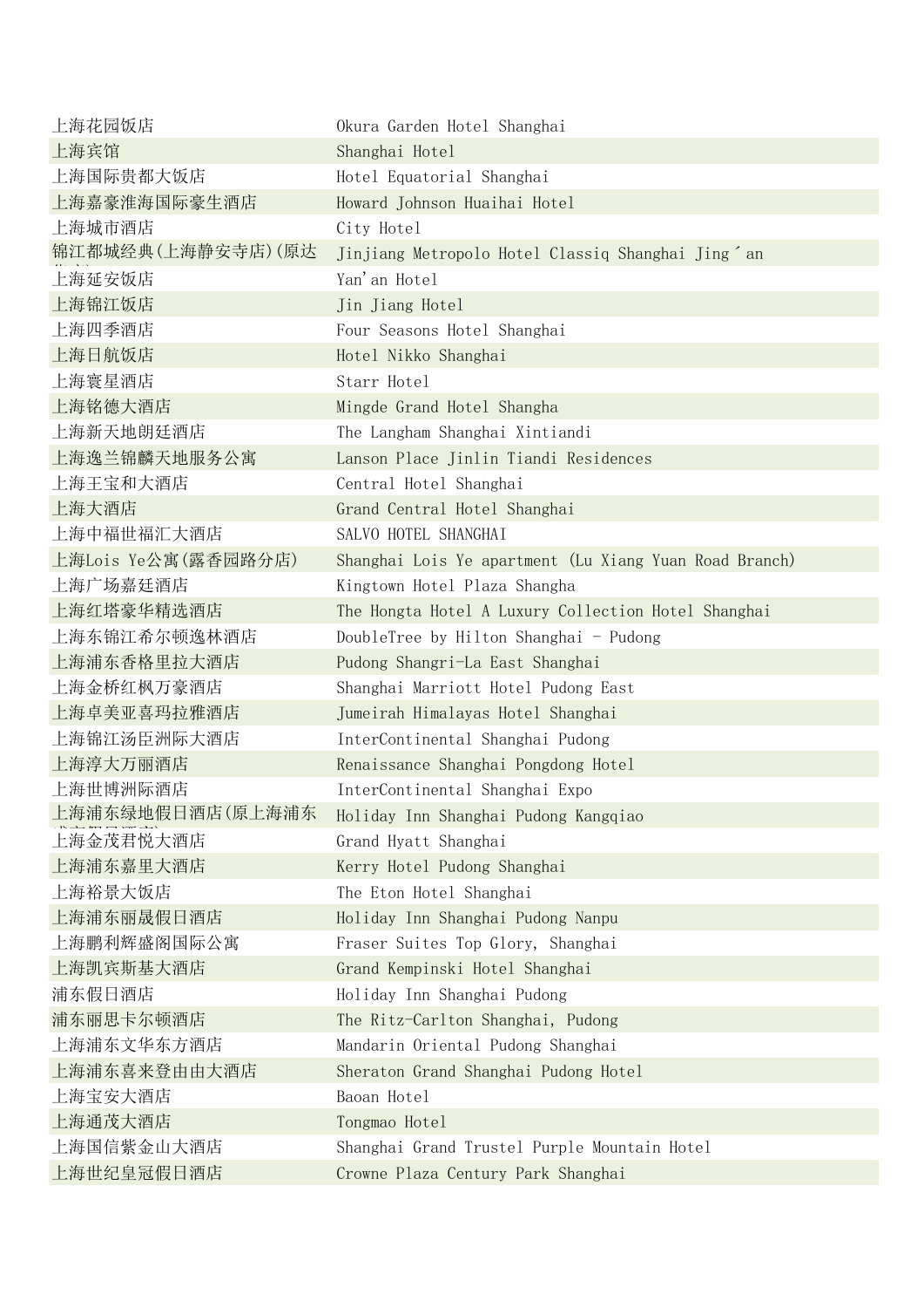| | |
|---|---|
| 上海花园饭店 | Okura Garden Hotel Shanghai |
| 上海宾馆 | Shanghai Hotel |
| 上海国际贵都大饭店 | Hotel Equatorial Shanghai |
| 上海嘉豪淮海国际豪生酒店 | Howard Johnson Huaihai Hotel |
| 上海城市酒店 | City Hotel |
| 锦江都城经典(上海静安寺店)(原达 | Jinjiang Metropolo Hotel Classiq Shanghai Jing´an |
| 上海延安饭店 | Yan'an Hotel |
| 上海锦江饭店 | Jin Jiang Hotel |
| 上海四季酒店 | Four Seasons Hotel Shanghai |
| 上海日航饭店 | Hotel Nikko Shanghai |
| 上海寰星酒店 | Starr Hotel |
| 上海铭德大酒店 | Mingde Grand Hotel Shangha |
| 上海新天地朗廷酒店 | The Langham Shanghai Xintiandi |
| 上海逸兰锦麟天地服务公寓 | Lanson Place Jinlin Tiandi Residences |
| 上海王宝和大酒店 | Central Hotel Shanghai |
| 上海大酒店 | Grand Central Hotel Shanghai |
| 上海中福世福汇大酒店 | SALVO HOTEL SHANGHAI |
| 上海Lois Ye公寓(露香园路分店) | Shanghai Lois Ye apartment (Lu Xiang Yuan Road Branch) |
| 上海广场嘉廷酒店 | Kingtown Hotel Plaza Shangha |
| 上海红塔豪华精选酒店 | The Hongta Hotel A Luxury Collection Hotel Shanghai |
| 上海东锦江希尔顿逸林酒店 | DoubleTree by Hilton Shanghai - Pudong |
| 上海浦东香格里拉大酒店 | Pudong Shangri-La East Shanghai |
| 上海金桥红枫万豪酒店 | Shanghai Marriott Hotel Pudong East |
| 上海卓美亚喜玛拉雅酒店 | Jumeirah Himalayas Hotel Shanghai |
| 上海锦江汤臣洲际大酒店 | InterContinental Shanghai Pudong |
| 上海淳大万丽酒店 | Renaissance Shanghai Pongdong Hotel |
| 上海世博洲际酒店 | InterContinental Shanghai Expo |
| 上海浦东绿地假日酒店(原上海浦东 | Holiday Inn Shanghai Pudong Kangqiao |
| 上海金茂君悦大酒店 | Grand Hyatt Shanghai |
| 上海浦东嘉里大酒店 | Kerry Hotel Pudong Shanghai |
| 上海裕景大饭店 | The Eton Hotel Shanghai |
| 上海浦东丽晟假日酒店 | Holiday Inn Shanghai Pudong Nanpu |
| 上海鹏利辉盛阁国际公寓 | Fraser Suites Top Glory, Shanghai |
| 上海凯宾斯基大酒店 | Grand Kempinski Hotel Shanghai |
| 浦东假日酒店 | Holiday Inn Shanghai Pudong |
| 浦东丽思卡尔顿酒店 | The Ritz-Carlton Shanghai, Pudong |
| 上海浦东文华东方酒店 | Mandarin Oriental Pudong Shanghai |
| 上海浦东喜来登由由大酒店 | Sheraton Grand Shanghai Pudong Hotel |
| 上海宝安大酒店 | Baoan Hotel |
| 上海通茂大酒店 | Tongmao Hotel |
| 上海国信紫金山大酒店 | Shanghai Grand Trustel Purple Mountain Hotel |
| 上海世纪皇冠假日酒店 | Crowne Plaza Century Park Shanghai |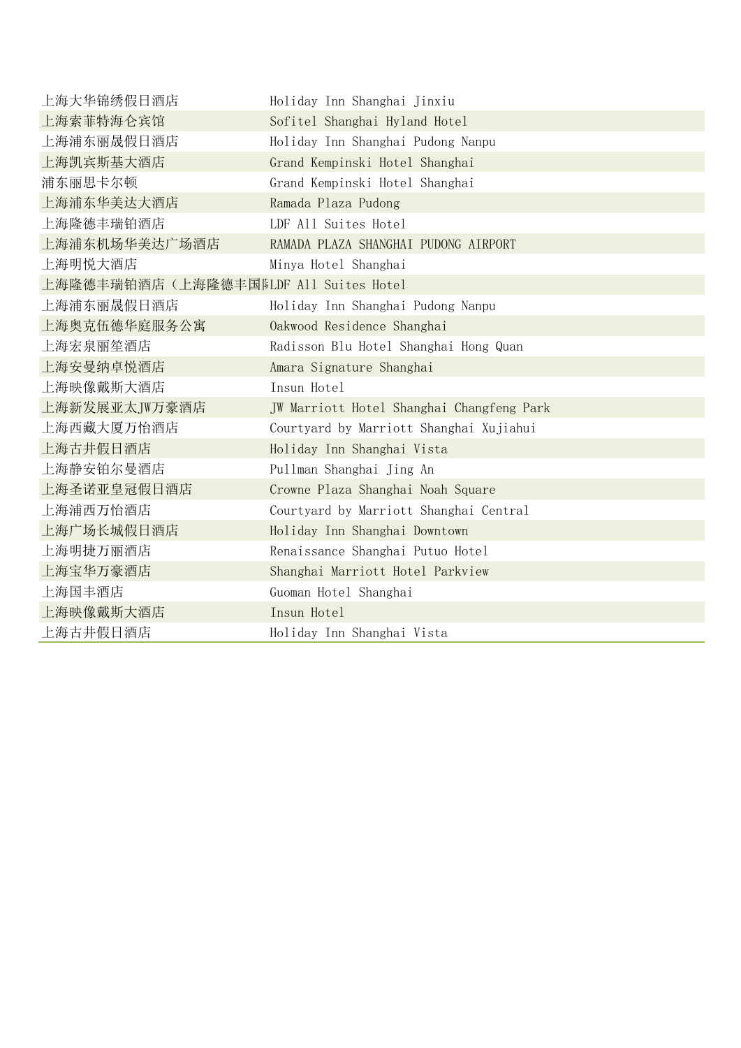| | |
|---|---|
| 上海大华锦绣假日酒店 | Holiday Inn Shanghai Jinxiu |
| 上海索菲特海仑宾馆 | Sofitel Shanghai Hyland Hotel |
| 上海浦东丽晟假日酒店 | Holiday Inn Shanghai Pudong Nanpu |
| 上海凯宾斯基大酒店 | Grand Kempinski Hotel Shanghai |
| 浦东丽思卡尔顿 | Grand Kempinski Hotel Shanghai |
| 上海浦东华美达大酒店 | Ramada Plaza Pudong |
| 上海隆德丰瑞铂酒店 | LDF All Suites Hotel |
| 上海浦东机场华美达广场酒店 | RAMADA PLAZA SHANGHAI PUDONG AIRPORT |
| 上海明悦大酒店 | Minya Hotel Shanghai |
| 上海隆德丰瑞铂酒店（上海隆德丰国际 | LDF All Suites Hotel |
| 上海浦东丽晟假日酒店 | Holiday Inn Shanghai Pudong Nanpu |
| 上海奥克伍德华庭服务公寓 | Oakwood Residence Shanghai |
| 上海宏泉丽笙酒店 | Radisson Blu Hotel Shanghai Hong Quan |
| 上海安曼纳卓悦酒店 | Amara Signature Shanghai |
| 上海映像戴斯大酒店 | Insun Hotel |
| 上海新发展亚太JW万豪酒店 | JW Marriott Hotel Shanghai Changfeng Park |
| 上海西藏大厦万怡酒店 | Courtyard by Marriott Shanghai Xujiahui |
| 上海古井假日酒店 | Holiday Inn Shanghai Vista |
| 上海静安铂尔曼酒店 | Pullman Shanghai Jing An |
| 上海圣诺亚皇冠假日酒店 | Crowne Plaza Shanghai Noah Square |
| 上海浦西万怡酒店 | Courtyard by Marriott Shanghai Central |
| 上海广场长城假日酒店 | Holiday Inn Shanghai Downtown |
| 上海明捷万丽酒店 | Renaissance Shanghai Putuo Hotel |
| 上海宝华万豪酒店 | Shanghai Marriott Hotel Parkview |
| 上海国丰酒店 | Guoman Hotel Shanghai |
| 上海映像戴斯大酒店 | Insun Hotel |
| 上海古井假日酒店 | Holiday Inn Shanghai Vista |